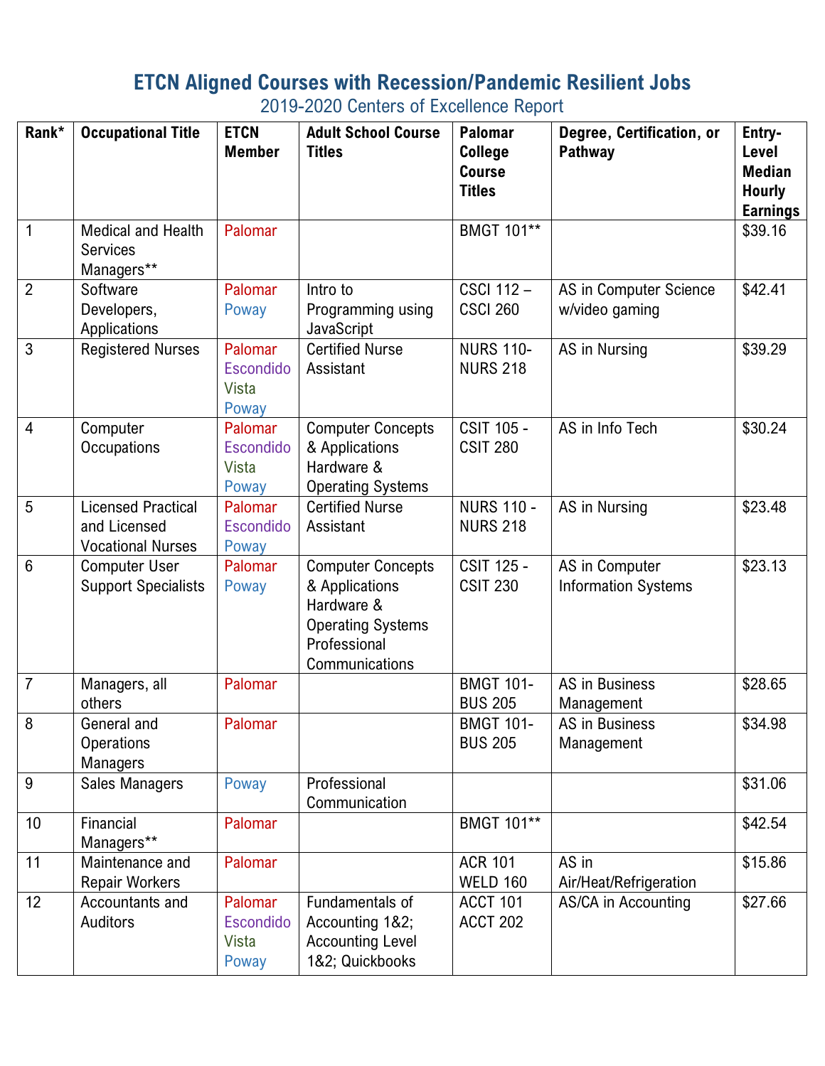# ETCN Aligned Courses with Recession/Pandemic Resilient Jobs

## 2019-2020 Centers of Excellence Report

| Rank* | Occupational Title | ETCN Member | Adult School Course Titles | Palomar College Course Titles | Degree, Certification, or Pathway | Entry-Level Median Hourly Earnings |
|---|---|---|---|---|---|---|
| 1 | Medical and Health Services Managers** | Palomar | | BMGT 101** | | $39.16 |
| 2 | Software Developers, Applications | Palomar Poway | Intro to Programming using JavaScript | CSCI 112 – CSCI 260 | AS in Computer Science w/video gaming | $42.41 |
| 3 | Registered Nurses | Palomar Escondido Vista Poway | Certified Nurse Assistant | NURS 110-NURS 218 | AS in Nursing | $39.29 |
| 4 | Computer Occupations | Palomar Escondido Vista Poway | Computer Concepts & Applications Hardware & Operating Systems | CSIT 105 - CSIT 280 | AS in Info Tech | $30.24 |
| 5 | Licensed Practical and Licensed Vocational Nurses | Palomar Escondido Poway | Certified Nurse Assistant | NURS 110 - NURS 218 | AS in Nursing | $23.48 |
| 6 | Computer User Support Specialists | Palomar Poway | Computer Concepts & Applications Hardware & Operating Systems Professional Communications | CSIT 125 - CSIT 230 | AS in Computer Information Systems | $23.13 |
| 7 | Managers, all others | Palomar | | BMGT 101-BUS 205 | AS in Business Management | $28.65 |
| 8 | General and Operations Managers | Palomar | | BMGT 101-BUS 205 | AS in Business Management | $34.98 |
| 9 | Sales Managers | Poway | Professional Communication | | | $31.06 |
| 10 | Financial Managers** | Palomar | | BMGT 101** | | $42.54 |
| 11 | Maintenance and Repair Workers | Palomar | | ACR 101 WELD 160 | AS in Air/Heat/Refrigeration | $15.86 |
| 12 | Accountants and Auditors | Palomar Escondido Vista Poway | Fundamentals of Accounting 1&2; Accounting Level 1&2; Quickbooks | ACCT 101 ACCT 202 | AS/CA in Accounting | $27.66 |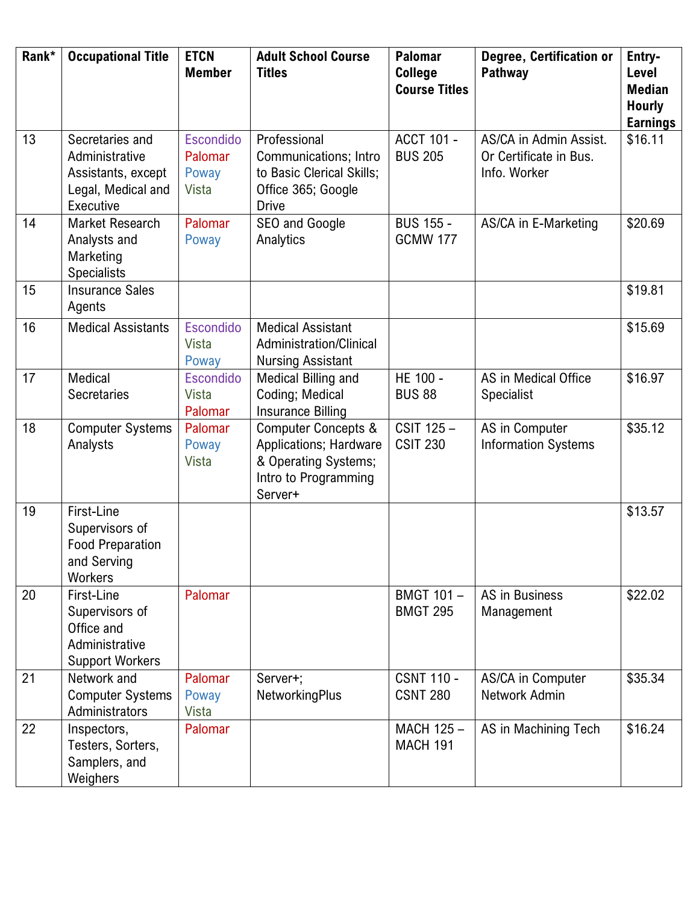| Rank* | Occupational Title | ETCN Member | Adult School Course Titles | Palomar College Course Titles | Degree, Certification or Pathway | Entry-Level Median Hourly Earnings |
|---|---|---|---|---|---|---|
| 13 | Secretaries and Administrative Assistants, except Legal, Medical and Executive | Escondido Palomar Poway Vista | Professional Communications; Intro to Basic Clerical Skills; Office 365; Google Drive | ACCT 101 - BUS 205 | AS/CA in Admin Assist. Or Certificate in Bus. Info. Worker | $16.11 |
| 14 | Market Research Analysts and Marketing Specialists | Palomar Poway | SEO and Google Analytics | BUS 155 - GCMW 177 | AS/CA in E-Marketing | $20.69 |
| 15 | Insurance Sales Agents | | | | | $19.81 |
| 16 | Medical Assistants | Escondido Vista Poway | Medical Assistant Administration/Clinical Nursing Assistant | | | $15.69 |
| 17 | Medical Secretaries | Escondido Vista Palomar | Medical Billing and Coding; Medical Insurance Billing | HE 100 - BUS 88 | AS in Medical Office Specialist | $16.97 |
| 18 | Computer Systems Analysts | Palomar Poway Vista | Computer Concepts & Applications; Hardware & Operating Systems; Intro to Programming Server+ | CSIT 125 – CSIT 230 | AS in Computer Information Systems | $35.12 |
| 19 | First-Line Supervisors of Food Preparation and Serving Workers | | | | | $13.57 |
| 20 | First-Line Supervisors of Office and Administrative Support Workers | Palomar | | BMGT 101 – BMGT 295 | AS in Business Management | $22.02 |
| 21 | Network and Computer Systems Administrators | Palomar Poway Vista | Server+; NetworkingPlus | CSNT 110 - CSNT 280 | AS/CA in Computer Network Admin | $35.34 |
| 22 | Inspectors, Testers, Sorters, Samplers, and Weighers | Palomar | | MACH 125 – MACH 191 | AS in Machining Tech | $16.24 |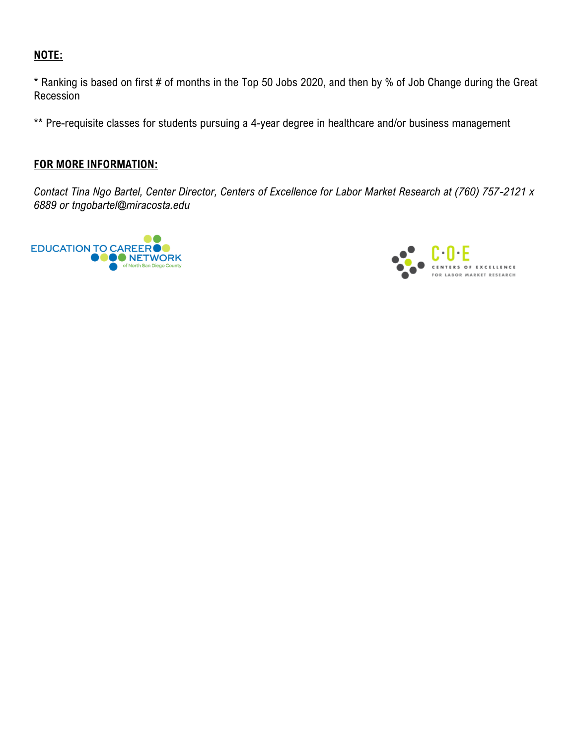**NOTE:**

* Ranking is based on first # of months in the Top 50 Jobs 2020, and then by % of Job Change during the Great Recession

** Pre-requisite classes for students pursuing a 4-year degree in healthcare and/or business management

**FOR MORE INFORMATION:**

*Contact Tina Ngo Bartel, Center Director, Centers of Excellence for Labor Market Research at (760) 757-2121 x 6889 or tngobartel@miracosta.edu*